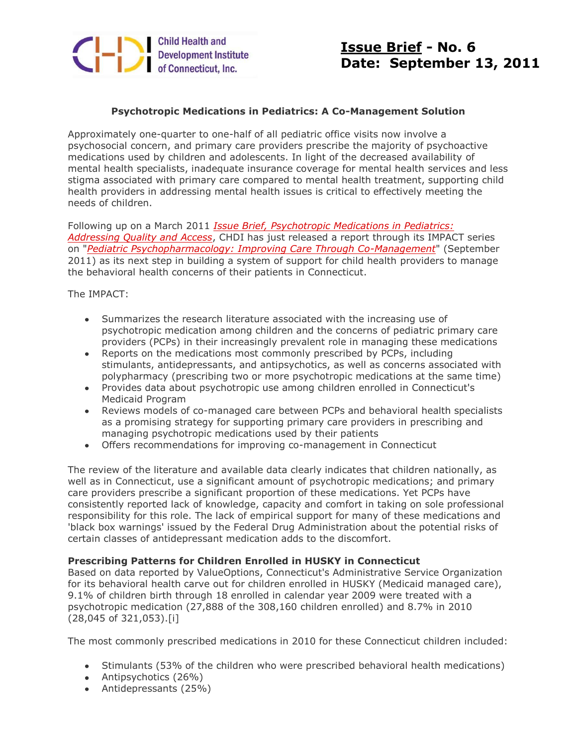Child Health and Development Institute of Connecticut, Inc.

**Issue Brief - No. 6**
**Date: September 13, 2011**

## Psychotropic Medications in Pediatrics: A Co-Management Solution

Approximately one-quarter to one-half of all pediatric office visits now involve a psychosocial concern, and primary care providers prescribe the majority of psychoactive medications used by children and adolescents. In light of the decreased availability of mental health specialists, inadequate insurance coverage for mental health services and less stigma associated with primary care compared to mental health treatment, supporting child health providers in addressing mental health issues is critical to effectively meeting the needs of children.

Following up on a March 2011 *Issue Brief, Psychotropic Medications in Pediatrics: Addressing Quality and Access*, CHDI has just released a report through its IMPACT series on "*Pediatric Psychopharmacology: Improving Care Through Co-Management*" (September 2011) as its next step in building a system of support for child health providers to manage the behavioral health concerns of their patients in Connecticut.

The IMPACT:

- Summarizes the research literature associated with the increasing use of psychotropic medication among children and the concerns of pediatric primary care providers (PCPs) in their increasingly prevalent role in managing these medications
- Reports on the medications most commonly prescribed by PCPs, including stimulants, antidepressants, and antipsychotics, as well as concerns associated with polypharmacy (prescribing two or more psychotropic medications at the same time)
- Provides data about psychotropic use among children enrolled in Connecticut's Medicaid Program
- Reviews models of co-managed care between PCPs and behavioral health specialists as a promising strategy for supporting primary care providers in prescribing and managing psychotropic medications used by their patients
- Offers recommendations for improving co-management in Connecticut

The review of the literature and available data clearly indicates that children nationally, as well as in Connecticut, use a significant amount of psychotropic medications; and primary care providers prescribe a significant proportion of these medications. Yet PCPs have consistently reported lack of knowledge, capacity and comfort in taking on sole professional responsibility for this role. The lack of empirical support for many of these medications and 'black box warnings' issued by the Federal Drug Administration about the potential risks of certain classes of antidepressant medication adds to the discomfort.

### Prescribing Patterns for Children Enrolled in HUSKY in Connecticut

Based on data reported by ValueOptions, Connecticut's Administrative Service Organization for its behavioral health carve out for children enrolled in HUSKY (Medicaid managed care), 9.1% of children birth through 18 enrolled in calendar year 2009 were treated with a psychotropic medication (27,888 of the 308,160 children enrolled) and 8.7% in 2010 (28,045 of 321,053).[i]

The most commonly prescribed medications in 2010 for these Connecticut children included:

- Stimulants (53% of the children who were prescribed behavioral health medications)
- Antipsychotics (26%)
- Antidepressants (25%)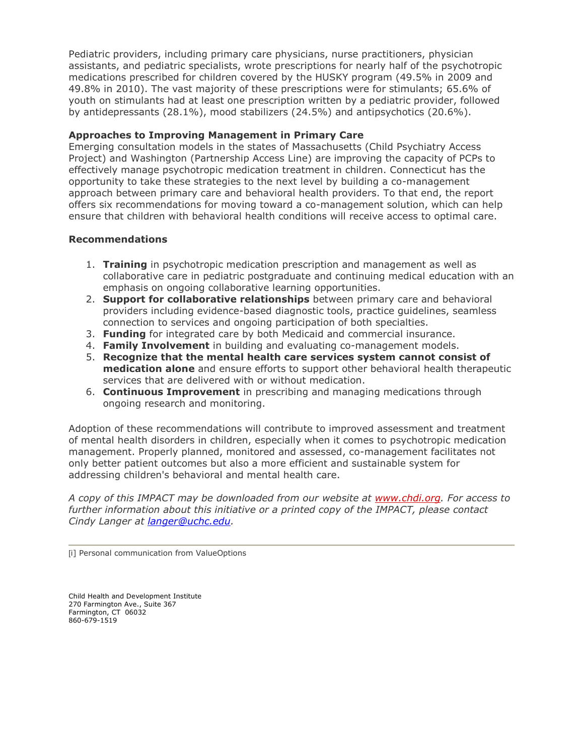Pediatric providers, including primary care physicians, nurse practitioners, physician assistants, and pediatric specialists, wrote prescriptions for nearly half of the psychotropic medications prescribed for children covered by the HUSKY program (49.5% in 2009 and 49.8% in 2010). The vast majority of these prescriptions were for stimulants; 65.6% of youth on stimulants had at least one prescription written by a pediatric provider, followed by antidepressants (28.1%), mood stabilizers (24.5%) and antipsychotics (20.6%).

**Approaches to Improving Management in Primary Care**

Emerging consultation models in the states of Massachusetts (Child Psychiatry Access Project) and Washington (Partnership Access Line) are improving the capacity of PCPs to effectively manage psychotropic medication treatment in children. Connecticut has the opportunity to take these strategies to the next level by building a co-management approach between primary care and behavioral health providers. To that end, the report offers six recommendations for moving toward a co-management solution, which can help ensure that children with behavioral health conditions will receive access to optimal care.

**Recommendations**

1. **Training** in psychotropic medication prescription and management as well as collaborative care in pediatric postgraduate and continuing medical education with an emphasis on ongoing collaborative learning opportunities.
2. **Support for collaborative relationships** between primary care and behavioral providers including evidence-based diagnostic tools, practice guidelines, seamless connection to services and ongoing participation of both specialties.
3. **Funding** for integrated care by both Medicaid and commercial insurance.
4. **Family Involvement** in building and evaluating co-management models.
5. **Recognize that the mental health care services system cannot consist of medication alone** and ensure efforts to support other behavioral health therapeutic services that are delivered with or without medication.
6. **Continuous Improvement** in prescribing and managing medications through ongoing research and monitoring.

Adoption of these recommendations will contribute to improved assessment and treatment of mental health disorders in children, especially when it comes to psychotropic medication management. Properly planned, monitored and assessed, co-management facilitates not only better patient outcomes but also a more efficient and sustainable system for addressing children's behavioral and mental health care.

*A copy of this IMPACT may be downloaded from our website at [www.chdi.org](http://www.chdi.org). For access to further information about this initiative or a printed copy of the IMPACT, please contact Cindy Langer at [langer@uchc.edu](mailto:langer@uchc.edu).*

---

[i] Personal communication from ValueOptions

Child Health and Development Institute
270 Farmington Ave., Suite 367
Farmington, CT 06032
860-679-1519